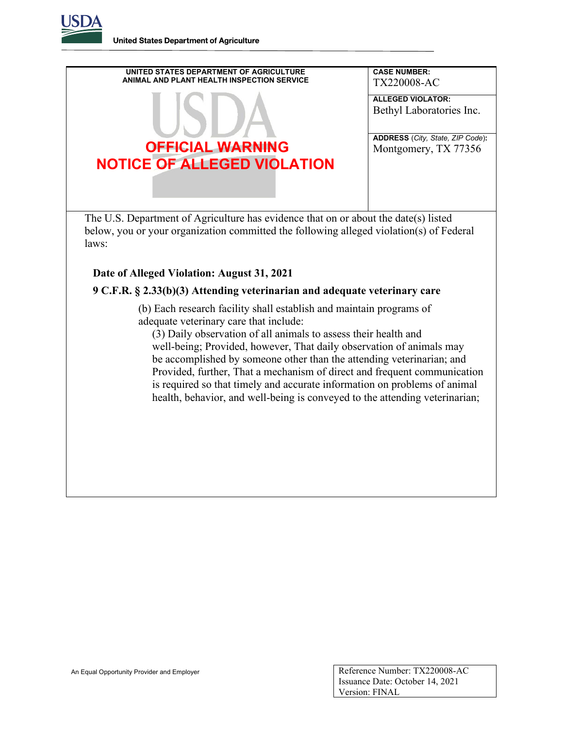**United States Department of Agriculture**

---

UNITED STATES DEPARTMENT OF AGRICULTURE
ANIMAL AND PLANT HEALTH INSPECTION SERVICE

# OFFICIAL WARNING
# NOTICE OF ALLEGED VIOLATION

**CASE NUMBER:** TX220008-AC

**ALLEGED VIOLATOR:** Bethyl Laboratories Inc.

**ADDRESS** (*City, State, ZIP Code*)**:** Montgomery, TX 77356

The U.S. Department of Agriculture has evidence that on or about the date(s) listed below, you or your organization committed the following alleged violation(s) of Federal laws:

**Date of Alleged Violation: August 31, 2021**

**9 C.F.R. § 2.33(b)(3) Attending veterinarian and adequate veterinary care**

> (b) Each research facility shall establish and maintain programs of adequate veterinary care that include:
>
> (3) Daily observation of all animals to assess their health and well-being; Provided, however, That daily observation of animals may be accomplished by someone other than the attending veterinarian; and Provided, further, That a mechanism of direct and frequent communication is required so that timely and accurate information on problems of animal health, behavior, and well-being is conveyed to the attending veterinarian;

An Equal Opportunity Provider and Employer

Reference Number: TX220008-AC
Issuance Date: October 14, 2021
Version: FINAL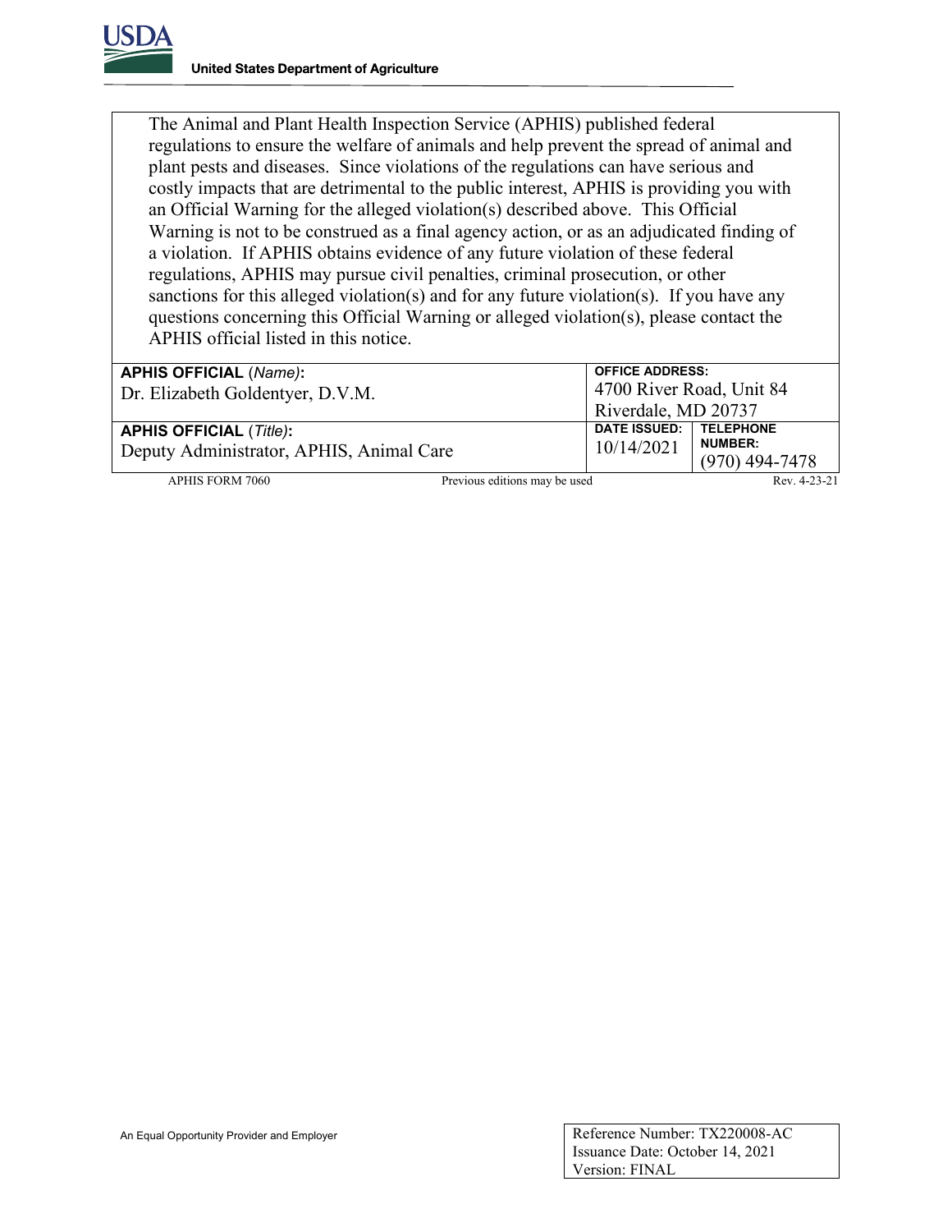The Animal and Plant Health Inspection Service (APHIS) published federal regulations to ensure the welfare of animals and help prevent the spread of animal and plant pests and diseases. Since violations of the regulations can have serious and costly impacts that are detrimental to the public interest, APHIS is providing you with an Official Warning for the alleged violation(s) described above. This Official Warning is not to be construed as a final agency action, or as an adjudicated finding of a violation. If APHIS obtains evidence of any future violation of these federal regulations, APHIS may pursue civil penalties, criminal prosecution, or other sanctions for this alleged violation(s) and for any future violation(s). If you have any questions concerning this Official Warning or alleged violation(s), please contact the APHIS official listed in this notice.

| | | |
|---|---|---|
| **APHIS OFFICIAL** (*Name*)**:** Dr. Elizabeth Goldentyer, D.V.M. | **OFFICE ADDRESS:** 4700 River Road, Unit 84 Riverdale, MD 20737 | |
| **APHIS OFFICIAL** (*Title*)**:** Deputy Administrator, APHIS, Animal Care | **DATE ISSUED:** 10/14/2021 | **TELEPHONE NUMBER:** (970) 494-7478 |

APHIS FORM 7060 Previous editions may be used Rev. 4-23-21

An Equal Opportunity Provider and Employer

Reference Number: TX220008-AC
Issuance Date: October 14, 2021
Version: FINAL